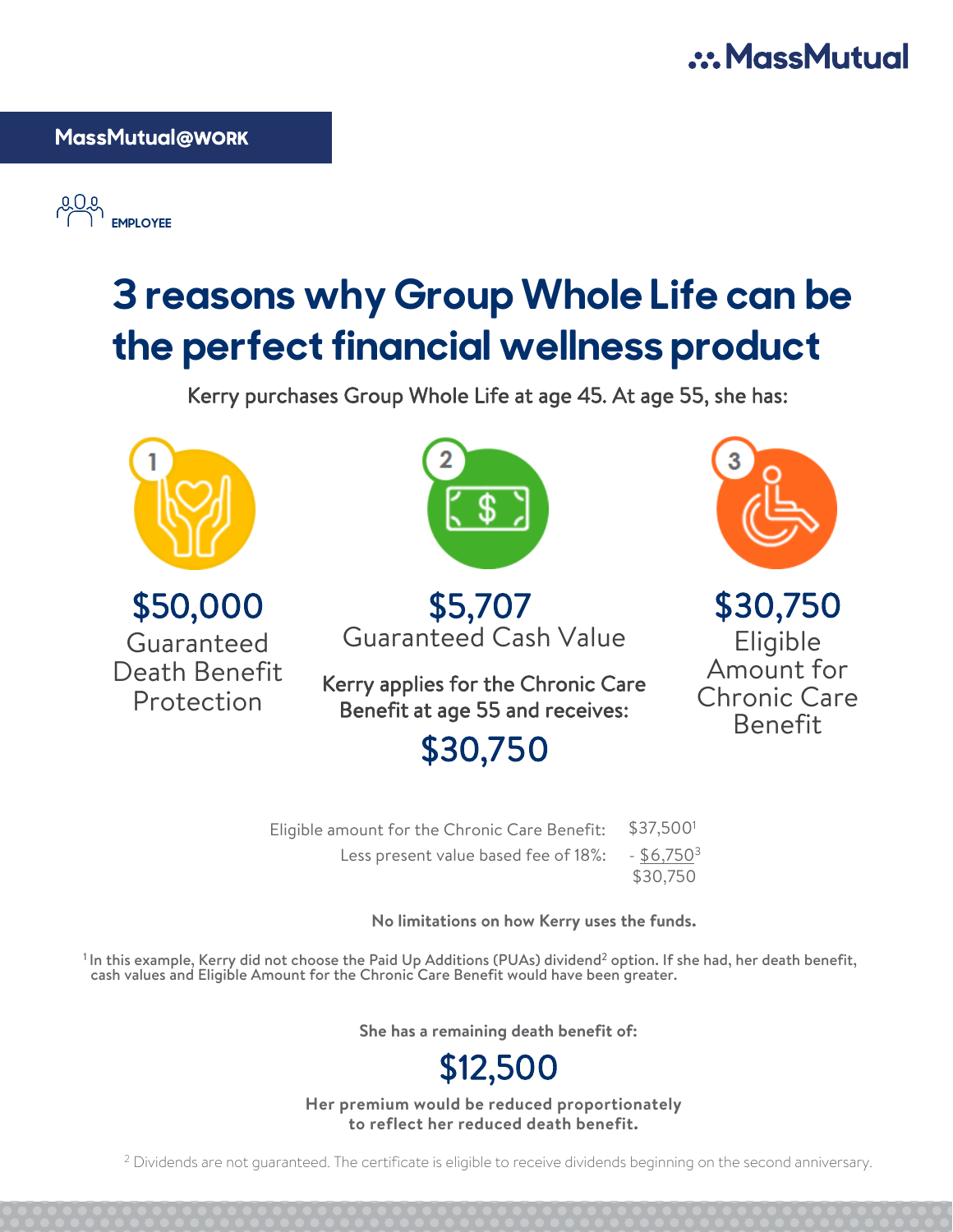MassMutual

**MassMutual@WORK**

EMPLOYEE

# 3 reasons why Group Whole Life can be the perfect financial wellness product

Kerry purchases Group Whole Life at age 45. At age 55, she has:

1

## $50,000

Guaranteed Death Benefit Protection

2

## $5,707

Guaranteed Cash Value

3

## $30,750

Eligible Amount for Chronic Care Benefit

Kerry applies for the Chronic Care Benefit at age 55 and receives:

## $30,750

| | |
|---|---|
| Eligible amount for the Chronic Care Benefit: | $37,500[1] |
| Less present value based fee of 18%: | - $6,750[3] |
| | $30,750 |

**No limitations on how Kerry uses the funds.**

[1] In this example, Kerry did not choose the Paid Up Additions (PUAs) dividend[2] option. If she had, her death benefit, cash values and Eligible Amount for the Chronic Care Benefit would have been greater.

**She has a remaining death benefit of:**

## $12,500

**Her premium would be reduced proportionately to reflect her reduced death benefit.**

[2] Dividends are not guaranteed. The certificate is eligible to receive dividends beginning on the second anniversary.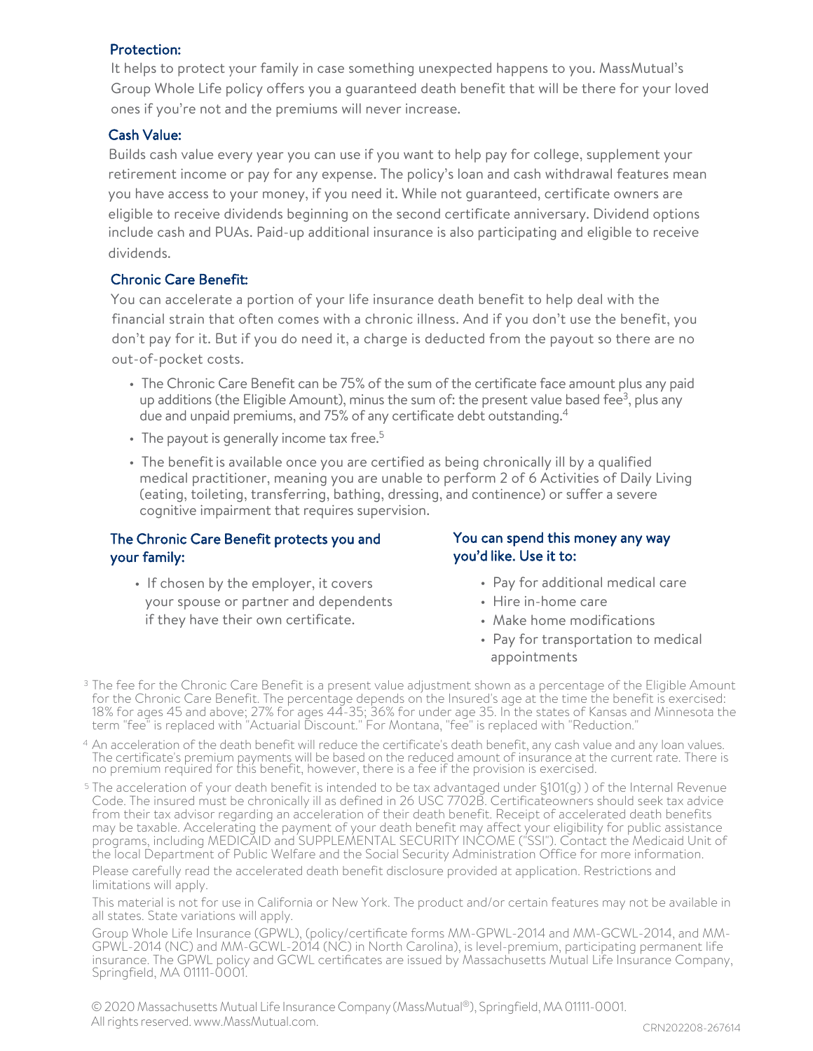### Protection:

It helps to protect your family in case something unexpected happens to you. MassMutual's Group Whole Life policy offers you a guaranteed death benefit that will be there for your loved ones if you're not and the premiums will never increase.

### Cash Value:

Builds cash value every year you can use if you want to help pay for college, supplement your retirement income or pay for any expense. The policy's loan and cash withdrawal features mean you have access to your money, if you need it. While not guaranteed, certificate owners are eligible to receive dividends beginning on the second certificate anniversary. Dividend options include cash and PUAs. Paid-up additional insurance is also participating and eligible to receive dividends.

### Chronic Care Benefit:

You can accelerate a portion of your life insurance death benefit to help deal with the financial strain that often comes with a chronic illness. And if you don't use the benefit, you don't pay for it. But if you do need it, a charge is deducted from the payout so there are no out-of-pocket costs.

- The Chronic Care Benefit can be 75% of the sum of the certificate face amount plus any paid up additions (the Eligible Amount), minus the sum of: the present value based fee[3], plus any due and unpaid premiums, and 75% of any certificate debt outstanding.[4]
- The payout is generally income tax free.[5]
- The benefit is available once you are certified as being chronically ill by a qualified medical practitioner, meaning you are unable to perform 2 of 6 Activities of Daily Living (eating, toileting, transferring, bathing, dressing, and continence) or suffer a severe cognitive impairment that requires supervision.

### The Chronic Care Benefit protects you and your family:

- If chosen by the employer, it covers your spouse or partner and dependents if they have their own certificate.

### You can spend this money any way you'd like. Use it to:

- Pay for additional medical care
- Hire in-home care
- Make home modifications
- Pay for transportation to medical appointments

[3] The fee for the Chronic Care Benefit is a present value adjustment shown as a percentage of the Eligible Amount for the Chronic Care Benefit. The percentage depends on the Insured's age at the time the benefit is exercised: 18% for ages 45 and above; 27% for ages 44-35; 36% for under age 35. In the states of Kansas and Minnesota the term "fee" is replaced with "Actuarial Discount." For Montana, "fee" is replaced with "Reduction."

[4] An acceleration of the death benefit will reduce the certificate's death benefit, any cash value and any loan values. The certificate's premium payments will be based on the reduced amount of insurance at the current rate. There is no premium required for this benefit, however, there is a fee if the provision is exercised.

[5] The acceleration of your death benefit is intended to be tax advantaged under §101(g) ) of the Internal Revenue Code. The insured must be chronically ill as defined in 26 USC 7702B. Certificateowners should seek tax advice from their tax advisor regarding an acceleration of their death benefit. Receipt of accelerated death benefits may be taxable. Accelerating the payment of your death benefit may affect your eligibility for public assistance programs, including MEDICAID and SUPPLEMENTAL SECURITY INCOME ("SSI"). Contact the Medicaid Unit of the local Department of Public Welfare and the Social Security Administration Office for more information.

Please carefully read the accelerated death benefit disclosure provided at application. Restrictions and limitations will apply.

This material is not for use in California or New York. The product and/or certain features may not be available in all states. State variations will apply.

Group Whole Life Insurance (GPWL), (policy/certificate forms MM-GPWL-2014 and MM-GCWL-2014, and MM-GPWL-2014 (NC) and MM-GCWL-2014 (NC) in North Carolina), is level-premium, participating permanent life insurance. The GPWL policy and GCWL certificates are issued by Massachusetts Mutual Life Insurance Company, Springfield, MA 01111-0001.

© 2020 Massachusetts Mutual Life Insurance Company (MassMutual®), Springfield, MA 01111-0001. All rights reserved. www.MassMutual.com.

CRN202208-267614